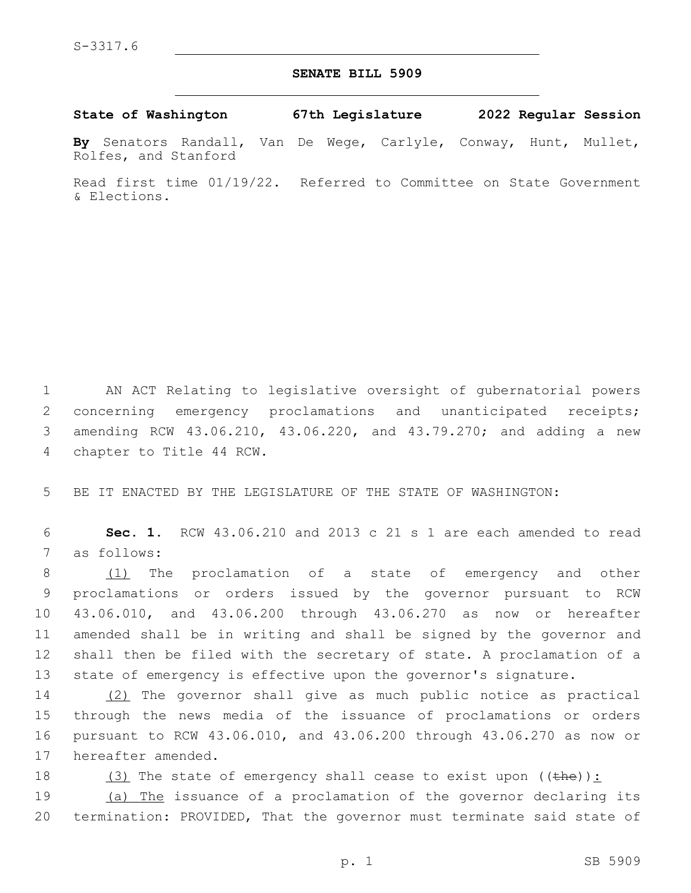S-3317.6

# SENATE BILL 5909

**State of Washington 67th Legislature 2022 Regular Session**

**By** Senators Randall, Van De Wege, Carlyle, Conway, Hunt, Mullet, Rolfes, and Stanford

Read first time 01/19/22. Referred to Committee on State Government & Elections.

1 AN ACT Relating to legislative oversight of gubernatorial powers 2 concerning emergency proclamations and unanticipated receipts; 3 amending RCW 43.06.210, 43.06.220, and 43.79.270; and adding a new 4 chapter to Title 44 RCW.

5 BE IT ENACTED BY THE LEGISLATURE OF THE STATE OF WASHINGTON:

6 **Sec. 1.** RCW 43.06.210 and 2013 c 21 s 1 are each amended to read 7 as follows:

8 (1) The proclamation of a state of emergency and other 9 proclamations or orders issued by the governor pursuant to RCW 10 43.06.010, and 43.06.200 through 43.06.270 as now or hereafter 11 amended shall be in writing and shall be signed by the governor and 12 shall then be filed with the secretary of state. A proclamation of a 13 state of emergency is effective upon the governor's signature.

14 (2) The governor shall give as much public notice as practical 15 through the news media of the issuance of proclamations or orders 16 pursuant to RCW 43.06.010, and 43.06.200 through 43.06.270 as now or 17 hereafter amended.

18 (3) The state of emergency shall cease to exist upon ((~~the~~)):

19 (a) The issuance of a proclamation of the governor declaring its 20 termination: PROVIDED, That the governor must terminate said state of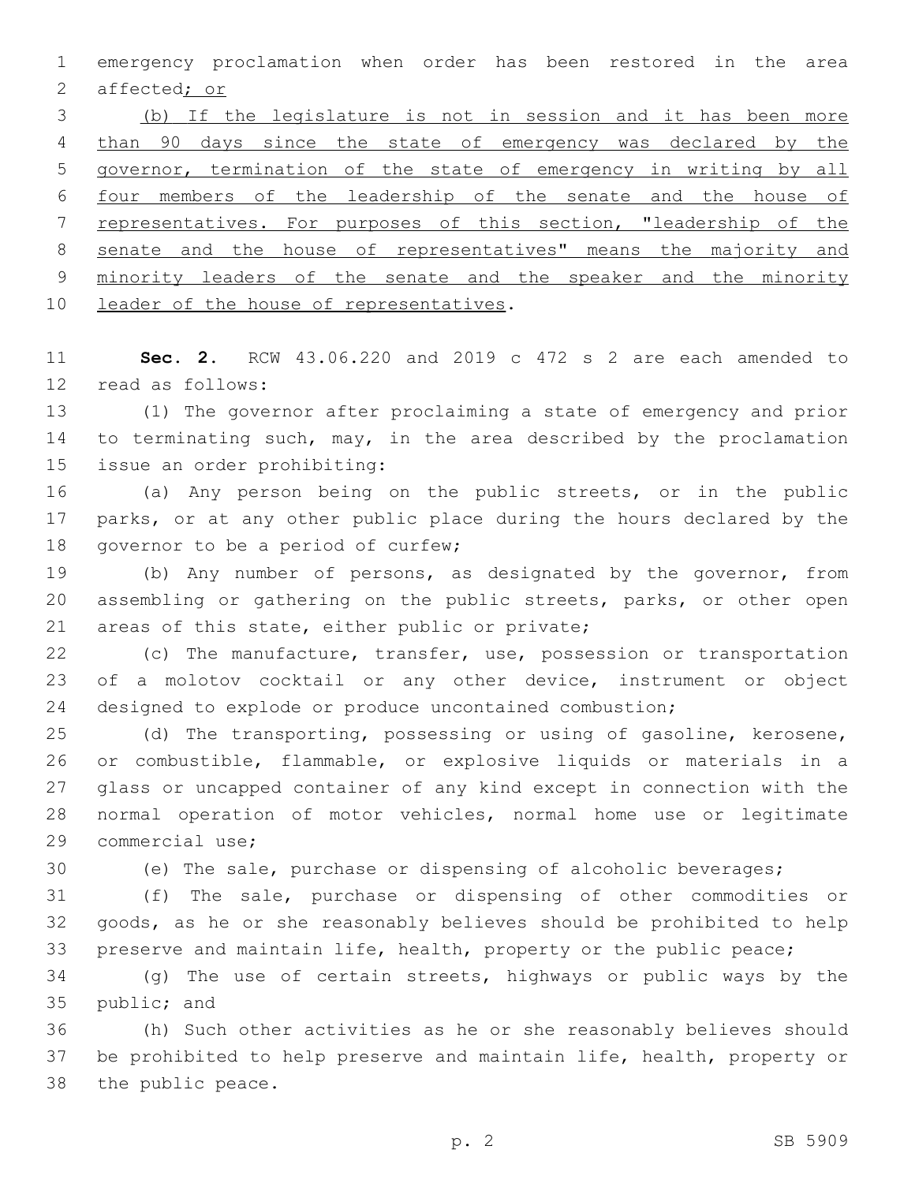emergency proclamation when order has been restored in the area affected; or

(b) If the legislature is not in session and it has been more than 90 days since the state of emergency was declared by the governor, termination of the state of emergency in writing by all four members of the leadership of the senate and the house of representatives. For purposes of this section, "leadership of the senate and the house of representatives" means the majority and minority leaders of the senate and the speaker and the minority leader of the house of representatives.

**Sec. 2.** RCW 43.06.220 and 2019 c 472 s 2 are each amended to read as follows:

(1) The governor after proclaiming a state of emergency and prior to terminating such, may, in the area described by the proclamation issue an order prohibiting:

(a) Any person being on the public streets, or in the public parks, or at any other public place during the hours declared by the governor to be a period of curfew;

(b) Any number of persons, as designated by the governor, from assembling or gathering on the public streets, parks, or other open areas of this state, either public or private;

(c) The manufacture, transfer, use, possession or transportation of a molotov cocktail or any other device, instrument or object designed to explode or produce uncontained combustion;

(d) The transporting, possessing or using of gasoline, kerosene, or combustible, flammable, or explosive liquids or materials in a glass or uncapped container of any kind except in connection with the normal operation of motor vehicles, normal home use or legitimate commercial use;

(e) The sale, purchase or dispensing of alcoholic beverages;

(f) The sale, purchase or dispensing of other commodities or goods, as he or she reasonably believes should be prohibited to help preserve and maintain life, health, property or the public peace;

(g) The use of certain streets, highways or public ways by the public; and

(h) Such other activities as he or she reasonably believes should be prohibited to help preserve and maintain life, health, property or the public peace.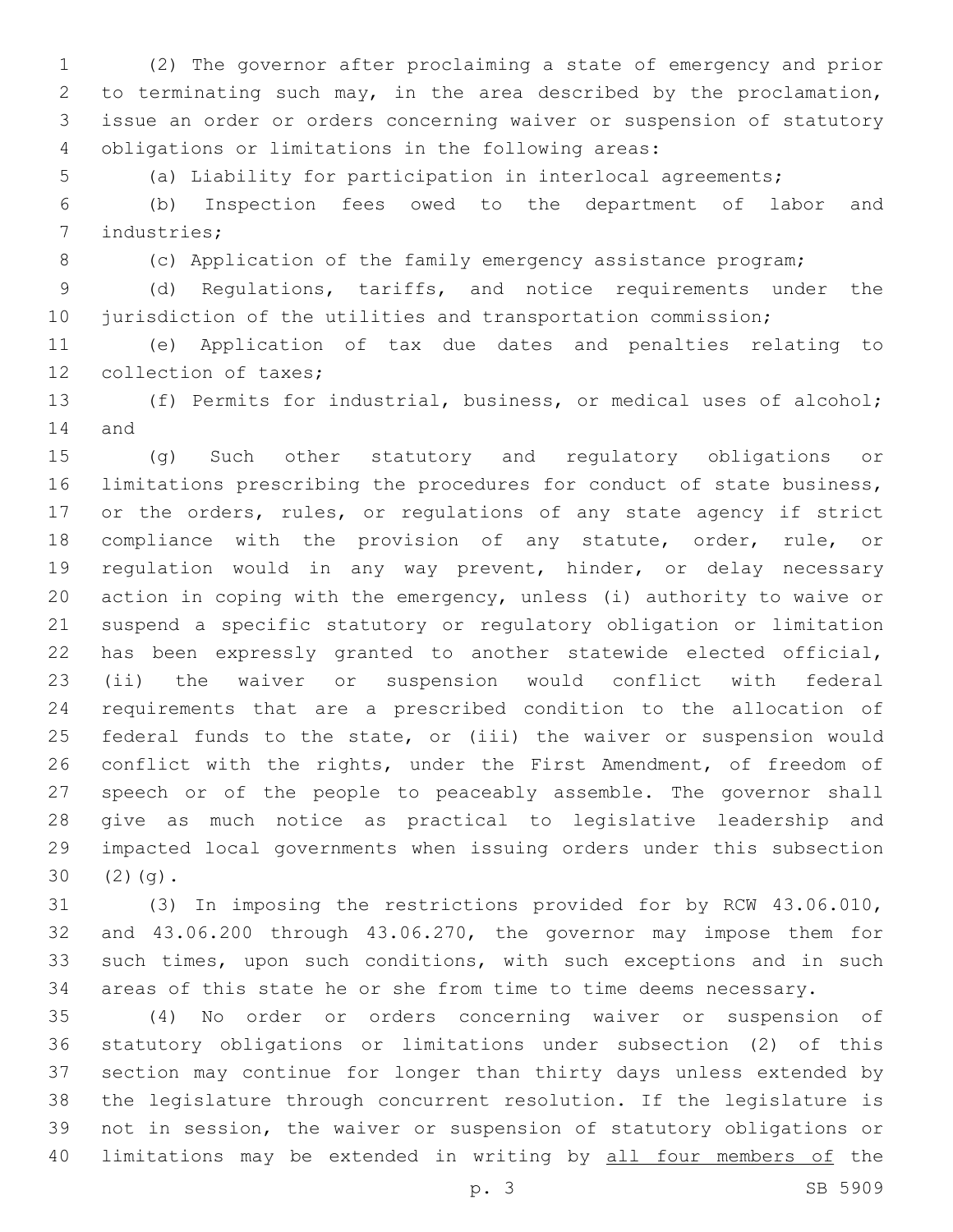(2) The governor after proclaiming a state of emergency and prior to terminating such may, in the area described by the proclamation, issue an order or orders concerning waiver or suspension of statutory obligations or limitations in the following areas:

(a) Liability for participation in interlocal agreements;

(b) Inspection fees owed to the department of labor and industries;

(c) Application of the family emergency assistance program;

(d) Regulations, tariffs, and notice requirements under the jurisdiction of the utilities and transportation commission;

(e) Application of tax due dates and penalties relating to collection of taxes;

(f) Permits for industrial, business, or medical uses of alcohol; and

(g) Such other statutory and regulatory obligations or limitations prescribing the procedures for conduct of state business, or the orders, rules, or regulations of any state agency if strict compliance with the provision of any statute, order, rule, or regulation would in any way prevent, hinder, or delay necessary action in coping with the emergency, unless (i) authority to waive or suspend a specific statutory or regulatory obligation or limitation has been expressly granted to another statewide elected official, (ii) the waiver or suspension would conflict with federal requirements that are a prescribed condition to the allocation of federal funds to the state, or (iii) the waiver or suspension would conflict with the rights, under the First Amendment, of freedom of speech or of the people to peaceably assemble. The governor shall give as much notice as practical to legislative leadership and impacted local governments when issuing orders under this subsection (2)(g).

(3) In imposing the restrictions provided for by RCW 43.06.010, and 43.06.200 through 43.06.270, the governor may impose them for such times, upon such conditions, with such exceptions and in such areas of this state he or she from time to time deems necessary.

(4) No order or orders concerning waiver or suspension of statutory obligations or limitations under subsection (2) of this section may continue for longer than thirty days unless extended by the legislature through concurrent resolution. If the legislature is not in session, the waiver or suspension of statutory obligations or limitations may be extended in writing by <u>all four members of</u> the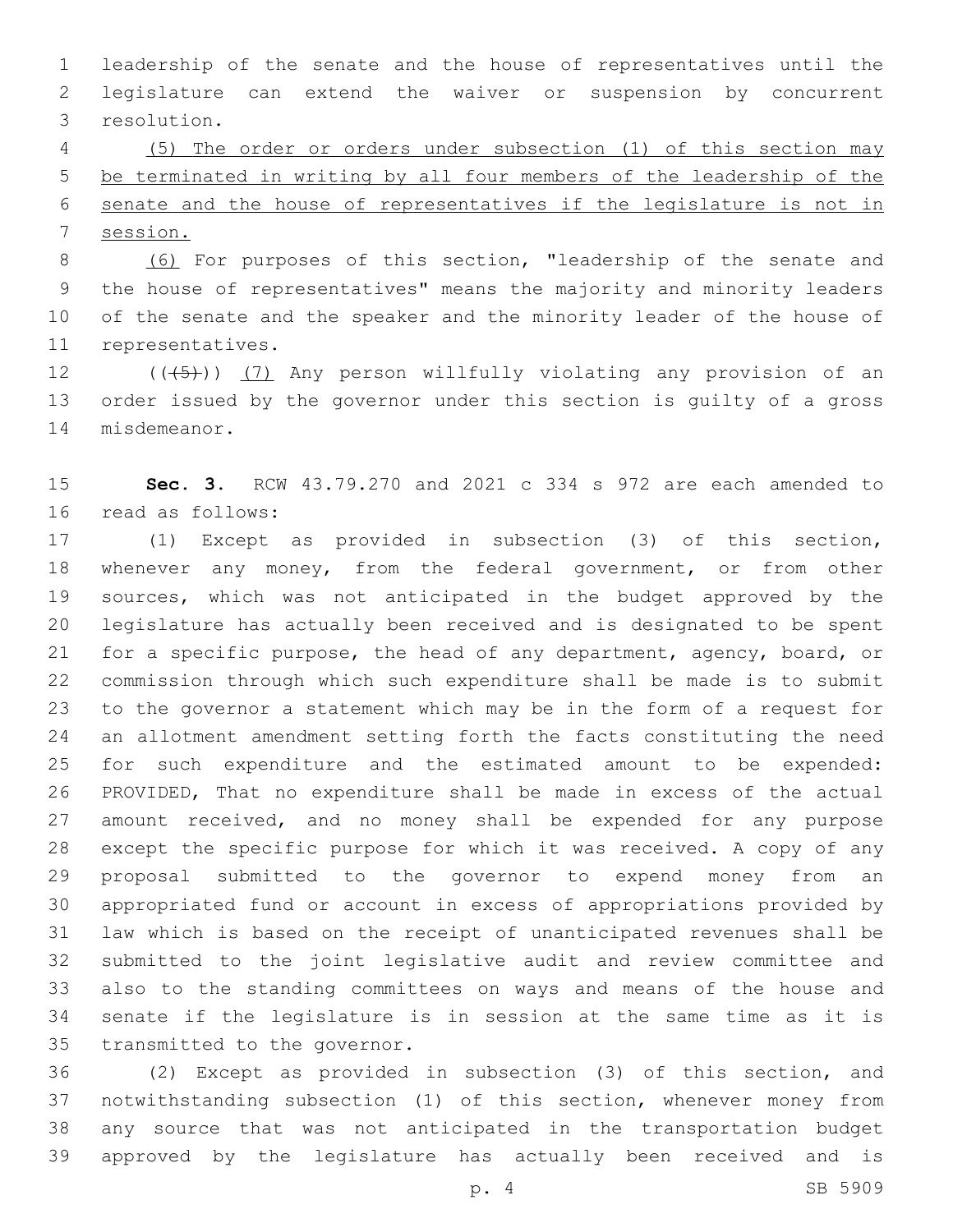leadership of the senate and the house of representatives until the legislature can extend the waiver or suspension by concurrent resolution.

<u>(5) The order or orders under subsection (1) of this section may be terminated in writing by all four members of the leadership of the senate and the house of representatives if the legislature is not in session.</u>

<u>(6)</u> For purposes of this section, "leadership of the senate and the house of representatives" means the majority and minority leaders of the senate and the speaker and the minority leader of the house of representatives.

((~~(5)~~)) <u>(7)</u> Any person willfully violating any provision of an order issued by the governor under this section is guilty of a gross misdemeanor.

**Sec. 3.** RCW 43.79.270 and 2021 c 334 s 972 are each amended to read as follows:

(1) Except as provided in subsection (3) of this section, whenever any money, from the federal government, or from other sources, which was not anticipated in the budget approved by the legislature has actually been received and is designated to be spent for a specific purpose, the head of any department, agency, board, or commission through which such expenditure shall be made is to submit to the governor a statement which may be in the form of a request for an allotment amendment setting forth the facts constituting the need for such expenditure and the estimated amount to be expended: PROVIDED, That no expenditure shall be made in excess of the actual amount received, and no money shall be expended for any purpose except the specific purpose for which it was received. A copy of any proposal submitted to the governor to expend money from an appropriated fund or account in excess of appropriations provided by law which is based on the receipt of unanticipated revenues shall be submitted to the joint legislative audit and review committee and also to the standing committees on ways and means of the house and senate if the legislature is in session at the same time as it is transmitted to the governor.

(2) Except as provided in subsection (3) of this section, and notwithstanding subsection (1) of this section, whenever money from any source that was not anticipated in the transportation budget approved by the legislature has actually been received and is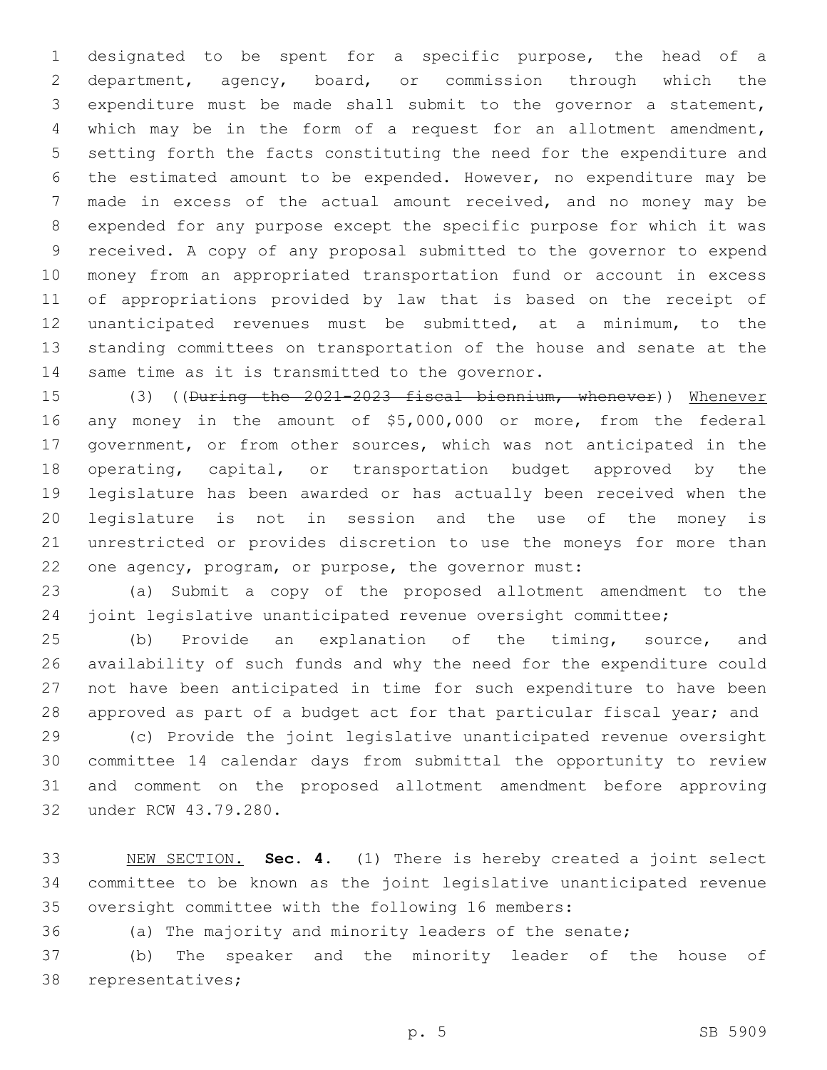designated to be spent for a specific purpose, the head of a department, agency, board, or commission through which the expenditure must be made shall submit to the governor a statement, which may be in the form of a request for an allotment amendment, setting forth the facts constituting the need for the expenditure and the estimated amount to be expended. However, no expenditure may be made in excess of the actual amount received, and no money may be expended for any purpose except the specific purpose for which it was received. A copy of any proposal submitted to the governor to expend money from an appropriated transportation fund or account in excess of appropriations provided by law that is based on the receipt of unanticipated revenues must be submitted, at a minimum, to the standing committees on transportation of the house and senate at the same time as it is transmitted to the governor.

(3) ((~~During the 2021-2023 fiscal biennium, whenever~~)) Whenever any money in the amount of $5,000,000 or more, from the federal government, or from other sources, which was not anticipated in the operating, capital, or transportation budget approved by the legislature has been awarded or has actually been received when the legislature is not in session and the use of the money is unrestricted or provides discretion to use the moneys for more than one agency, program, or purpose, the governor must:

(a) Submit a copy of the proposed allotment amendment to the joint legislative unanticipated revenue oversight committee;

(b) Provide an explanation of the timing, source, and availability of such funds and why the need for the expenditure could not have been anticipated in time for such expenditure to have been approved as part of a budget act for that particular fiscal year; and

(c) Provide the joint legislative unanticipated revenue oversight committee 14 calendar days from submittal the opportunity to review and comment on the proposed allotment amendment before approving under RCW 43.79.280.

NEW SECTION. **Sec. 4.** (1) There is hereby created a joint select committee to be known as the joint legislative unanticipated revenue oversight committee with the following 16 members:

(a) The majority and minority leaders of the senate;

(b) The speaker and the minority leader of the house of representatives;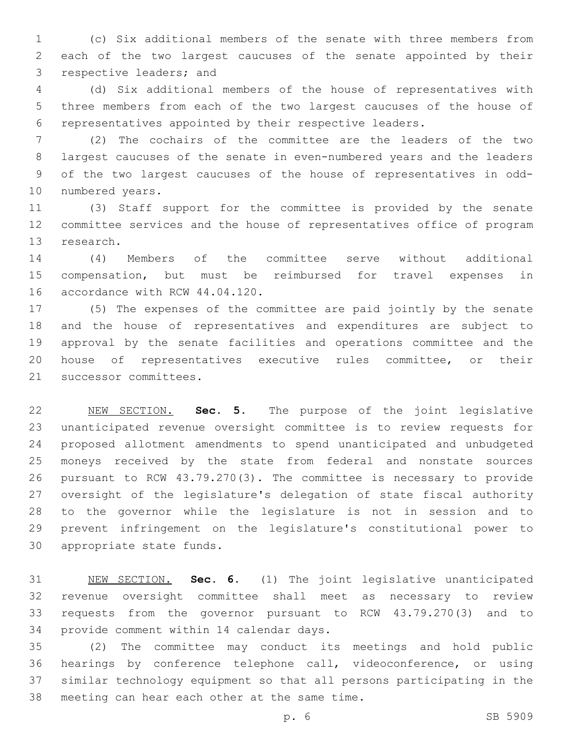(c) Six additional members of the senate with three members from each of the two largest caucuses of the senate appointed by their respective leaders; and

(d) Six additional members of the house of representatives with three members from each of the two largest caucuses of the house of representatives appointed by their respective leaders.

(2) The cochairs of the committee are the leaders of the two largest caucuses of the senate in even-numbered years and the leaders of the two largest caucuses of the house of representatives in odd-numbered years.

(3) Staff support for the committee is provided by the senate committee services and the house of representatives office of program research.

(4) Members of the committee serve without additional compensation, but must be reimbursed for travel expenses in accordance with RCW 44.04.120.

(5) The expenses of the committee are paid jointly by the senate and the house of representatives and expenditures are subject to approval by the senate facilities and operations committee and the house of representatives executive rules committee, or their successor committees.

NEW SECTION. **Sec. 5.** The purpose of the joint legislative unanticipated revenue oversight committee is to review requests for proposed allotment amendments to spend unanticipated and unbudgeted moneys received by the state from federal and nonstate sources pursuant to RCW 43.79.270(3). The committee is necessary to provide oversight of the legislature's delegation of state fiscal authority to the governor while the legislature is not in session and to prevent infringement on the legislature's constitutional power to appropriate state funds.

NEW SECTION. **Sec. 6.** (1) The joint legislative unanticipated revenue oversight committee shall meet as necessary to review requests from the governor pursuant to RCW 43.79.270(3) and to provide comment within 14 calendar days.

(2) The committee may conduct its meetings and hold public hearings by conference telephone call, videoconference, or using similar technology equipment so that all persons participating in the meeting can hear each other at the same time.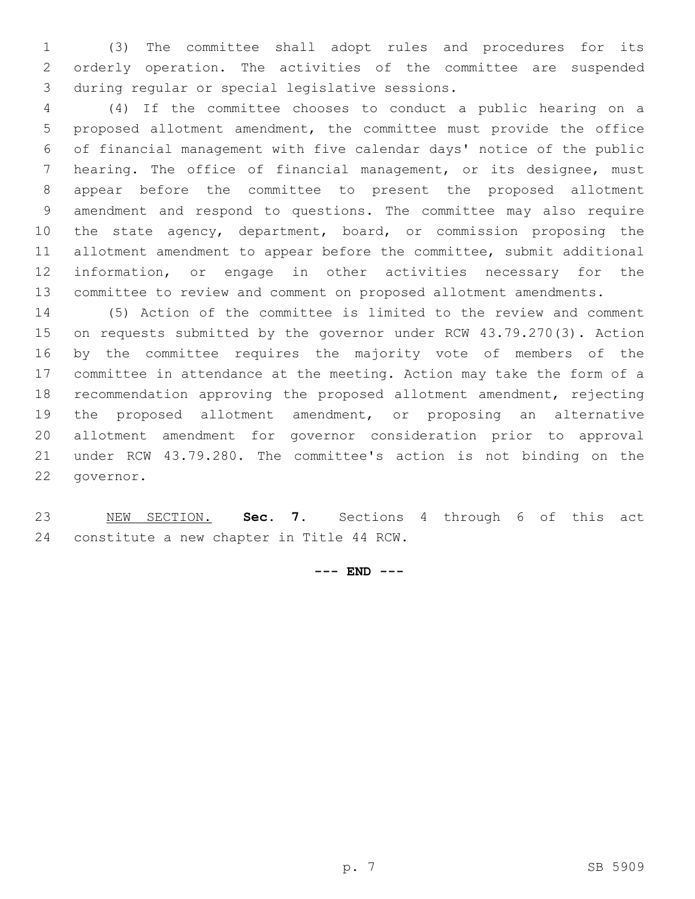(3) The committee shall adopt rules and procedures for its orderly operation. The activities of the committee are suspended during regular or special legislative sessions.

(4) If the committee chooses to conduct a public hearing on a proposed allotment amendment, the committee must provide the office of financial management with five calendar days' notice of the public hearing. The office of financial management, or its designee, must appear before the committee to present the proposed allotment amendment and respond to questions. The committee may also require the state agency, department, board, or commission proposing the allotment amendment to appear before the committee, submit additional information, or engage in other activities necessary for the committee to review and comment on proposed allotment amendments.

(5) Action of the committee is limited to the review and comment on requests submitted by the governor under RCW 43.79.270(3). Action by the committee requires the majority vote of members of the committee in attendance at the meeting. Action may take the form of a recommendation approving the proposed allotment amendment, rejecting the proposed allotment amendment, or proposing an alternative allotment amendment for governor consideration prior to approval under RCW 43.79.280. The committee's action is not binding on the governor.

NEW SECTION. **Sec. 7.** Sections 4 through 6 of this act constitute a new chapter in Title 44 RCW.

**--- END ---**